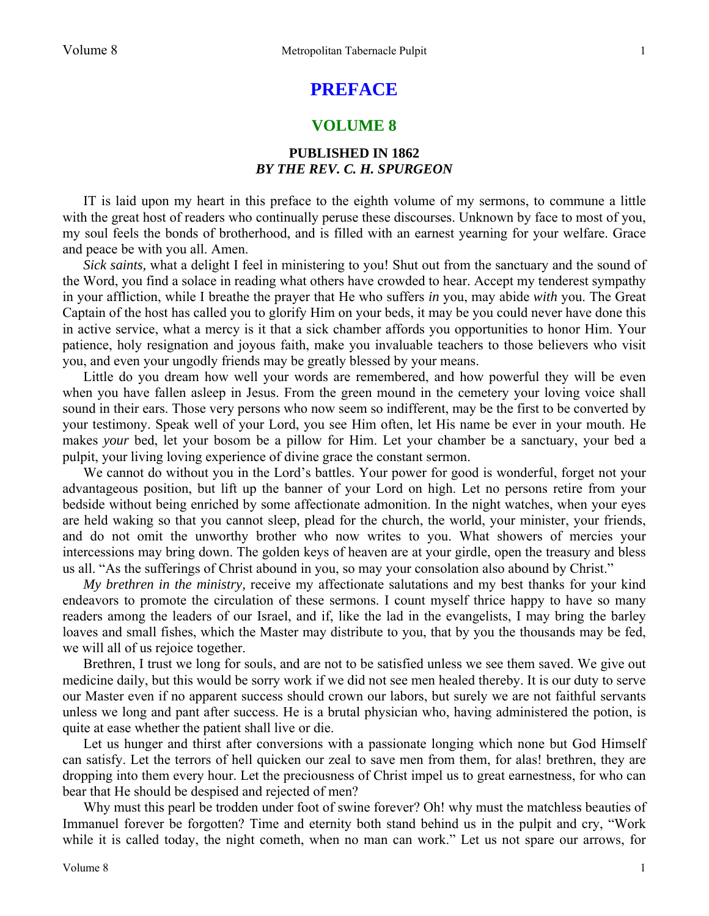# PREFACE

## VOLUME 8

### PUBLISHED IN 1862
### *BY THE REV. C. H. SPURGEON*

IT is laid upon my heart in this preface to the eighth volume of my sermons, to commune a little with the great host of readers who continually peruse these discourses. Unknown by face to most of you, my soul feels the bonds of brotherhood, and is filled with an earnest yearning for your welfare. Grace and peace be with you all. Amen.

*Sick saints,* what a delight I feel in ministering to you! Shut out from the sanctuary and the sound of the Word, you find a solace in reading what others have crowded to hear. Accept my tenderest sympathy in your affliction, while I breathe the prayer that He who suffers *in* you, may abide *with* you. The Great Captain of the host has called you to glorify Him on your beds, it may be you could never have done this in active service, what a mercy is it that a sick chamber affords you opportunities to honor Him. Your patience, holy resignation and joyous faith, make you invaluable teachers to those believers who visit you, and even your ungodly friends may be greatly blessed by your means.

Little do you dream how well your words are remembered, and how powerful they will be even when you have fallen asleep in Jesus. From the green mound in the cemetery your loving voice shall sound in their ears. Those very persons who now seem so indifferent, may be the first to be converted by your testimony. Speak well of your Lord, you see Him often, let His name be ever in your mouth. He makes *your* bed, let your bosom be a pillow for Him. Let your chamber be a sanctuary, your bed a pulpit, your living loving experience of divine grace the constant sermon.

We cannot do without you in the Lord's battles. Your power for good is wonderful, forget not your advantageous position, but lift up the banner of your Lord on high. Let no persons retire from your bedside without being enriched by some affectionate admonition. In the night watches, when your eyes are held waking so that you cannot sleep, plead for the church, the world, your minister, your friends, and do not omit the unworthy brother who now writes to you. What showers of mercies your intercessions may bring down. The golden keys of heaven are at your girdle, open the treasury and bless us all. "As the sufferings of Christ abound in you, so may your consolation also abound by Christ."

*My brethren in the ministry,* receive my affectionate salutations and my best thanks for your kind endeavors to promote the circulation of these sermons. I count myself thrice happy to have so many readers among the leaders of our Israel, and if, like the lad in the evangelists, I may bring the barley loaves and small fishes, which the Master may distribute to you, that by you the thousands may be fed, we will all of us rejoice together.

Brethren, I trust we long for souls, and are not to be satisfied unless we see them saved. We give out medicine daily, but this would be sorry work if we did not see men healed thereby. It is our duty to serve our Master even if no apparent success should crown our labors, but surely we are not faithful servants unless we long and pant after success. He is a brutal physician who, having administered the potion, is quite at ease whether the patient shall live or die.

Let us hunger and thirst after conversions with a passionate longing which none but God Himself can satisfy. Let the terrors of hell quicken our zeal to save men from them, for alas! brethren, they are dropping into them every hour. Let the preciousness of Christ impel us to great earnestness, for who can bear that He should be despised and rejected of men?

Why must this pearl be trodden under foot of swine forever? Oh! why must the matchless beauties of Immanuel forever be forgotten? Time and eternity both stand behind us in the pulpit and cry, "Work while it is called today, the night cometh, when no man can work." Let us not spare our arrows, for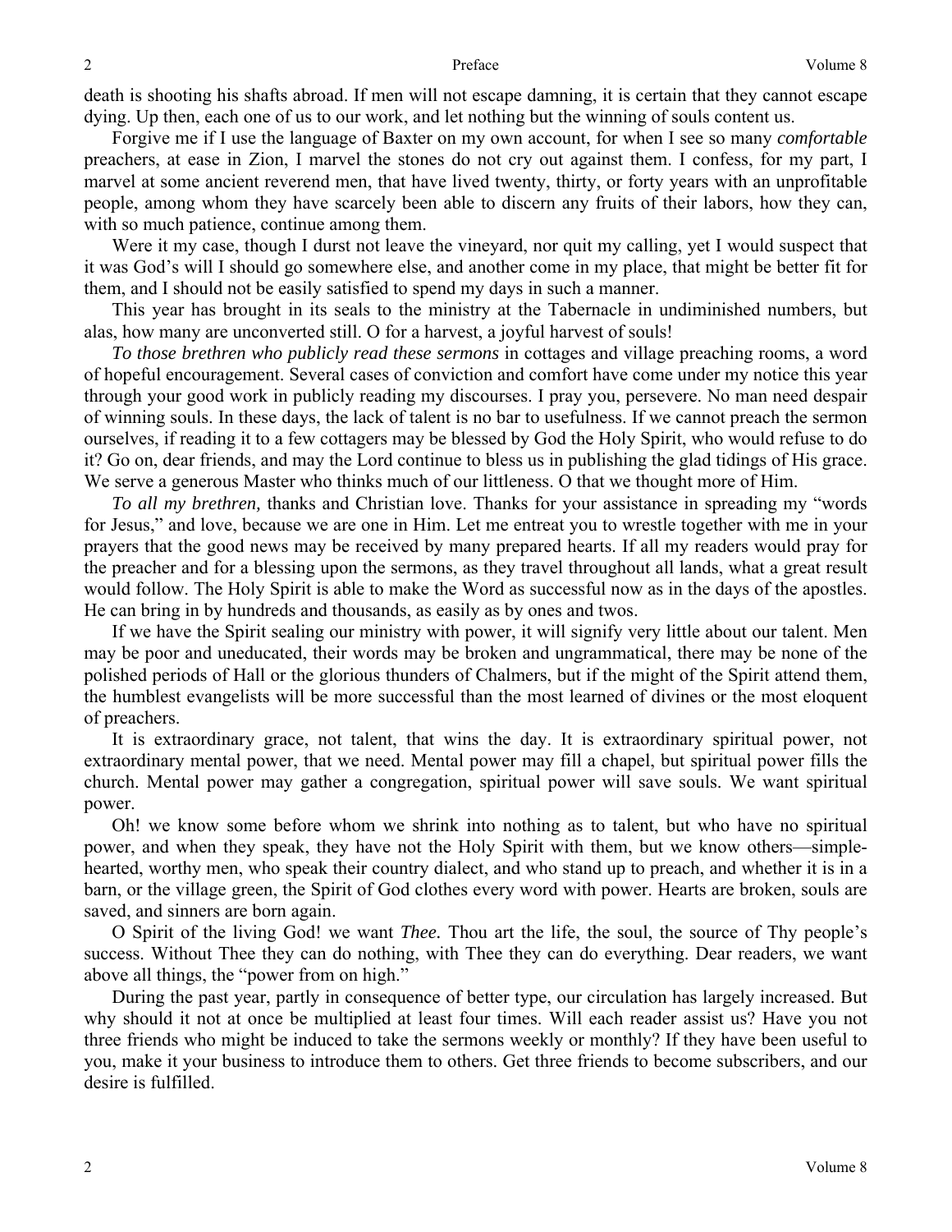death is shooting his shafts abroad. If men will not escape damning, it is certain that they cannot escape dying. Up then, each one of us to our work, and let nothing but the winning of souls content us.

Forgive me if I use the language of Baxter on my own account, for when I see so many *comfortable* preachers, at ease in Zion, I marvel the stones do not cry out against them. I confess, for my part, I marvel at some ancient reverend men, that have lived twenty, thirty, or forty years with an unprofitable people, among whom they have scarcely been able to discern any fruits of their labors, how they can, with so much patience, continue among them.

Were it my case, though I durst not leave the vineyard, nor quit my calling, yet I would suspect that it was God's will I should go somewhere else, and another come in my place, that might be better fit for them, and I should not be easily satisfied to spend my days in such a manner.

This year has brought in its seals to the ministry at the Tabernacle in undiminished numbers, but alas, how many are unconverted still. O for a harvest, a joyful harvest of souls!

*To those brethren who publicly read these sermons* in cottages and village preaching rooms, a word of hopeful encouragement. Several cases of conviction and comfort have come under my notice this year through your good work in publicly reading my discourses. I pray you, persevere. No man need despair of winning souls. In these days, the lack of talent is no bar to usefulness. If we cannot preach the sermon ourselves, if reading it to a few cottagers may be blessed by God the Holy Spirit, who would refuse to do it? Go on, dear friends, and may the Lord continue to bless us in publishing the glad tidings of His grace. We serve a generous Master who thinks much of our littleness. O that we thought more of Him.

*To all my brethren,* thanks and Christian love. Thanks for your assistance in spreading my "words for Jesus," and love, because we are one in Him. Let me entreat you to wrestle together with me in your prayers that the good news may be received by many prepared hearts. If all my readers would pray for the preacher and for a blessing upon the sermons, as they travel throughout all lands, what a great result would follow. The Holy Spirit is able to make the Word as successful now as in the days of the apostles. He can bring in by hundreds and thousands, as easily as by ones and twos.

If we have the Spirit sealing our ministry with power, it will signify very little about our talent. Men may be poor and uneducated, their words may be broken and ungrammatical, there may be none of the polished periods of Hall or the glorious thunders of Chalmers, but if the might of the Spirit attend them, the humblest evangelists will be more successful than the most learned of divines or the most eloquent of preachers.

It is extraordinary grace, not talent, that wins the day. It is extraordinary spiritual power, not extraordinary mental power, that we need. Mental power may fill a chapel, but spiritual power fills the church. Mental power may gather a congregation, spiritual power will save souls. We want spiritual power.

Oh! we know some before whom we shrink into nothing as to talent, but who have no spiritual power, and when they speak, they have not the Holy Spirit with them, but we know others—simple-hearted, worthy men, who speak their country dialect, and who stand up to preach, and whether it is in a barn, or the village green, the Spirit of God clothes every word with power. Hearts are broken, souls are saved, and sinners are born again.

O Spirit of the living God! we want *Thee.* Thou art the life, the soul, the source of Thy people's success. Without Thee they can do nothing, with Thee they can do everything. Dear readers, we want above all things, the "power from on high."

During the past year, partly in consequence of better type, our circulation has largely increased. But why should it not at once be multiplied at least four times. Will each reader assist us? Have you not three friends who might be induced to take the sermons weekly or monthly? If they have been useful to you, make it your business to introduce them to others. Get three friends to become subscribers, and our desire is fulfilled.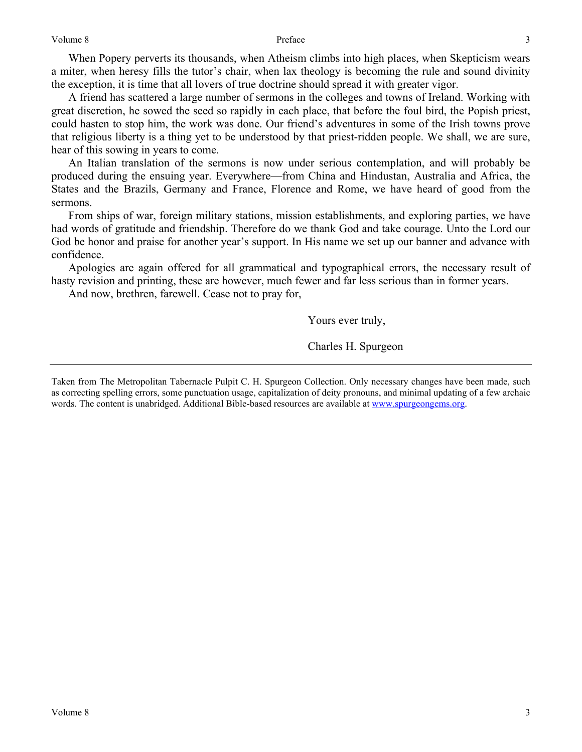When Popery perverts its thousands, when Atheism climbs into high places, when Skepticism wears a miter, when heresy fills the tutor's chair, when lax theology is becoming the rule and sound divinity the exception, it is time that all lovers of true doctrine should spread it with greater vigor.

A friend has scattered a large number of sermons in the colleges and towns of Ireland. Working with great discretion, he sowed the seed so rapidly in each place, that before the foul bird, the Popish priest, could hasten to stop him, the work was done. Our friend's adventures in some of the Irish towns prove that religious liberty is a thing yet to be understood by that priest-ridden people. We shall, we are sure, hear of this sowing in years to come.

An Italian translation of the sermons is now under serious contemplation, and will probably be produced during the ensuing year. Everywhere—from China and Hindustan, Australia and Africa, the States and the Brazils, Germany and France, Florence and Rome, we have heard of good from the sermons.

From ships of war, foreign military stations, mission establishments, and exploring parties, we have had words of gratitude and friendship. Therefore do we thank God and take courage. Unto the Lord our God be honor and praise for another year's support. In His name we set up our banner and advance with confidence.

Apologies are again offered for all grammatical and typographical errors, the necessary result of hasty revision and printing, these are however, much fewer and far less serious than in former years.

And now, brethren, farewell. Cease not to pray for,

Yours ever truly,

Charles H. Spurgeon

---

Taken from The Metropolitan Tabernacle Pulpit C. H. Spurgeon Collection. Only necessary changes have been made, such as correcting spelling errors, some punctuation usage, capitalization of deity pronouns, and minimal updating of a few archaic words. The content is unabridged. Additional Bible-based resources are available at www.spurgeongems.org.